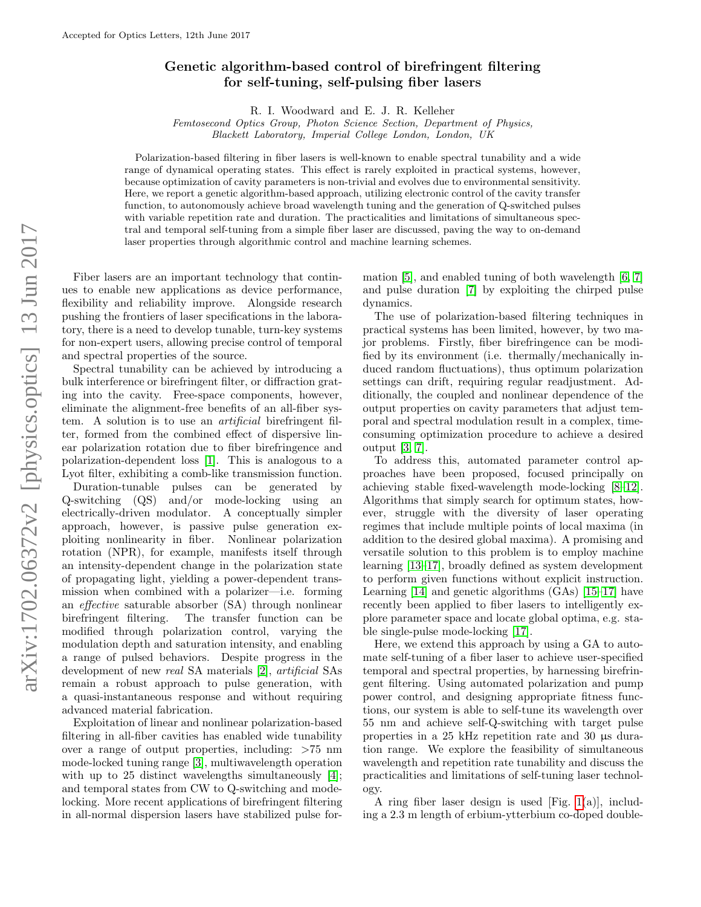Accepted for Optics Letters, 12th June 2017

# Genetic algorithm-based control of birefringent filtering for self-tuning, self-pulsing fiber lasers

R. I. Woodward and E. J. R. Kelleher

*Femtosecond Optics Group, Photon Science Section, Department of Physics, Blackett Laboratory, Imperial College London, London, UK*

Polarization-based filtering in fiber lasers is well-known to enable spectral tunability and a wide range of dynamical operating states. This effect is rarely exploited in practical systems, however, because optimization of cavity parameters is non-trivial and evolves due to environmental sensitivity. Here, we report a genetic algorithm-based approach, utilizing electronic control of the cavity transfer function, to autonomously achieve broad wavelength tuning and the generation of Q-switched pulses with variable repetition rate and duration. The practicalities and limitations of simultaneous spectral and temporal self-tuning from a simple fiber laser are discussed, paving the way to on-demand laser properties through algorithmic control and machine learning schemes.

Fiber lasers are an important technology that continues to enable new applications as device performance, flexibility and reliability improve. Alongside research pushing the frontiers of laser specifications in the laboratory, there is a need to develop tunable, turn-key systems for non-expert users, allowing precise control of temporal and spectral properties of the source.

Spectral tunability can be achieved by introducing a bulk interference or birefringent filter, or diffraction grating into the cavity. Free-space components, however, eliminate the alignment-free benefits of an all-fiber system. A solution is to use an *artificial* birefringent filter, formed from the combined effect of dispersive linear polarization rotation due to fiber birefringence and polarization-dependent loss [1]. This is analogous to a Lyot filter, exhibiting a comb-like transmission function.

Duration-tunable pulses can be generated by Q-switching (QS) and/or mode-locking using an electrically-driven modulator. A conceptually simpler approach, however, is passive pulse generation exploiting nonlinearity in fiber. Nonlinear polarization rotation (NPR), for example, manifests itself through an intensity-dependent change in the polarization state of propagating light, yielding a power-dependent transmission when combined with a polarizer—i.e. forming an *effective* saturable absorber (SA) through nonlinear birefringent filtering. The transfer function can be modified through polarization control, varying the modulation depth and saturation intensity, and enabling a range of pulsed behaviors. Despite progress in the development of new *real* SA materials [2], *artificial* SAs remain a robust approach to pulse generation, with a quasi-instantaneous response and without requiring advanced material fabrication.

Exploitation of linear and nonlinear polarization-based filtering in all-fiber cavities has enabled wide tunability over a range of output properties, including: >75 nm mode-locked tuning range [3], multiwavelength operation with up to 25 distinct wavelengths simultaneously [4]; and temporal states from CW to Q-switching and mode-locking. More recent applications of birefringent filtering in all-normal dispersion lasers have stabilized pulse formation [5], and enabled tuning of both wavelength [6, 7] and pulse duration [7] by exploiting the chirped pulse dynamics.

The use of polarization-based filtering techniques in practical systems has been limited, however, by two major problems. Firstly, fiber birefringence can be modified by its environment (i.e. thermally/mechanically induced random fluctuations), thus optimum polarization settings can drift, requiring regular readjustment. Additionally, the coupled and nonlinear dependence of the output properties on cavity parameters that adjust temporal and spectral modulation result in a complex, time-consuming optimization procedure to achieve a desired output [3, 7].

To address this, automated parameter control approaches have been proposed, focused principally on achieving stable fixed-wavelength mode-locking [8–12]. Algorithms that simply search for optimum states, however, struggle with the diversity of laser operating regimes that include multiple points of local maxima (in addition to the desired global maxima). A promising and versatile solution to this problem is to employ machine learning [13–17], broadly defined as system development to perform given functions without explicit instruction. Learning [14] and genetic algorithms (GAs) [15–17] have recently been applied to fiber lasers to intelligently explore parameter space and locate global optima, e.g. stable single-pulse mode-locking [17].

Here, we extend this approach by using a GA to automate self-tuning of a fiber laser to achieve user-specified temporal and spectral properties, by harnessing birefringent filtering. Using automated polarization and pump power control, and designing appropriate fitness functions, our system is able to self-tune its wavelength over 55 nm and achieve self-Q-switching with target pulse properties in a 25 kHz repetition rate and 30 μs duration range. We explore the feasibility of simultaneous wavelength and repetition rate tunability and discuss the practicalities and limitations of self-tuning laser technology.

A ring fiber laser design is used [Fig. 1(a)], including a 2.3 m length of erbium-ytterbium co-doped double-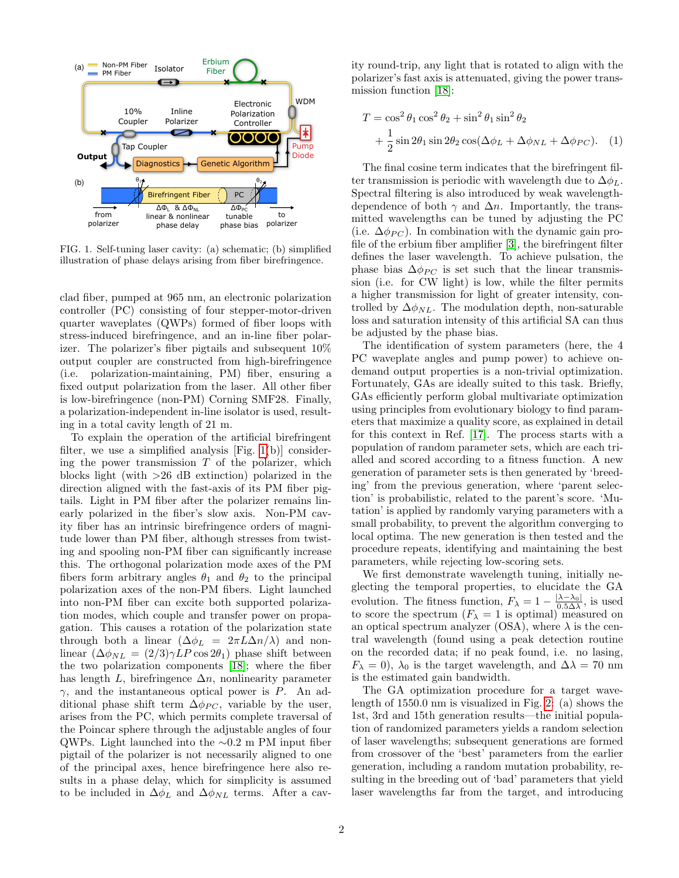FIG. 1. Self-tuning laser cavity: (a) schematic; (b) simplified illustration of phase delays arising from fiber birefringence.

clad fiber, pumped at 965 nm, an electronic polarization controller (PC) consisting of four stepper-motor-driven quarter waveplates (QWPs) formed of fiber loops with stress-induced birefringence, and an in-line fiber polarizer. The polarizer's fiber pigtails and subsequent 10% output coupler are constructed from high-birefringence (i.e. polarization-maintaining, PM) fiber, ensuring a fixed output polarization from the laser. All other fiber is low-birefringence (non-PM) Corning SMF28. Finally, a polarization-independent in-line isolator is used, resulting in a total cavity length of 21 m.

To explain the operation of the artificial birefringent filter, we use a simplified analysis [Fig. 1(b)] considering the power transmission $T$ of the polarizer, which blocks light (with >26 dB extinction) polarized in the direction aligned with the fast-axis of its PM fiber pigtails. Light in PM fiber after the polarizer remains linearly polarized in the fiber's slow axis. Non-PM cavity fiber has an intrinsic birefringence orders of magnitude lower than PM fiber, although stresses from twisting and spooling non-PM fiber can significantly increase this. The orthogonal polarization mode axes of the PM fibers form arbitrary angles $\theta_1$ and $\theta_2$ to the principal polarization axes of the non-PM fibers. Light launched into non-PM fiber can excite both supported polarization modes, which couple and transfer power on propagation. This causes a rotation of the polarization state through both a linear ($\Delta\phi_L = 2\pi L\Delta n/\lambda$) and nonlinear ($\Delta\phi_{NL} = (2/3)\gamma LP\cos 2\theta_1$) phase shift between the two polarization components [18]; where the fiber has length $L$, birefringence $\Delta n$, nonlinearity parameter $\gamma$, and the instantaneous optical power is $P$. An additional phase shift term $\Delta\phi_{PC}$, variable by the user, arises from the PC, which permits complete traversal of the Poincar sphere through the adjustable angles of four QWPs. Light launched into the ~0.2 m PM input fiber pigtail of the polarizer is not necessarily aligned to one of the principal axes, hence birefringence here also results in a phase delay, which for simplicity is assumed to be included in $\Delta\phi_L$ and $\Delta\phi_{NL}$ terms. After a cavity round-trip, any light that is rotated to align with the polarizer's fast axis is attenuated, giving the power transmission function [18]:

$$T = \cos^2\theta_1\cos^2\theta_2 + \sin^2\theta_1\sin^2\theta_2 + \frac{1}{2}\sin 2\theta_1\sin 2\theta_2\cos(\Delta\phi_L + \Delta\phi_{NL} + \Delta\phi_{PC}). \quad (1)$$

The final cosine term indicates that the birefringent filter transmission is periodic with wavelength due to $\Delta\phi_L$. Spectral filtering is also introduced by weak wavelength-dependence of both $\gamma$ and $\Delta n$. Importantly, the transmitted wavelengths can be tuned by adjusting the PC (i.e. $\Delta\phi_{PC}$). In combination with the dynamic gain profile of the erbium fiber amplifier [3], the birefringent filter defines the laser wavelength. To achieve pulsation, the phase bias $\Delta\phi_{PC}$ is set such that the linear transmission (i.e. for CW light) is low, while the filter permits a higher transmission for light of greater intensity, controlled by $\Delta\phi_{NL}$. The modulation depth, non-saturable loss and saturation intensity of this artificial SA can thus be adjusted by the phase bias.

The identification of system parameters (here, the 4 PC waveplate angles and pump power) to achieve on-demand output properties is a non-trivial optimization. Fortunately, GAs are ideally suited to this task. Briefly, GAs efficiently perform global multivariate optimization using principles from evolutionary biology to find parameters that maximize a quality score, as explained in detail for this context in Ref. [17]. The process starts with a population of random parameter sets, which are each trialled and scored according to a fitness function. A new generation of parameter sets is then generated by 'breeding' from the previous generation, where 'parent selection' is probabilistic, related to the parent's score. 'Mutation' is applied by randomly varying parameters with a small probability, to prevent the algorithm converging to local optima. The new generation is then tested and the procedure repeats, identifying and maintaining the best parameters, while rejecting low-scoring sets.

We first demonstrate wavelength tuning, initially neglecting the temporal properties, to elucidate the GA evolution. The fitness function, $F_\lambda = 1 - \frac{|\lambda-\lambda_0|}{0.5\Delta\lambda}$, is used to score the spectrum ($F_\lambda = 1$ is optimal) measured on an optical spectrum analyzer (OSA), where $\lambda$ is the central wavelength (found using a peak detection routine on the recorded data; if no peak found, i.e. no lasing, $F_\lambda = 0$), $\lambda_0$ is the target wavelength, and $\Delta\lambda = 70$ nm is the estimated gain bandwidth.

The GA optimization procedure for a target wavelength of 1550.0 nm is visualized in Fig. 2: (a) shows the 1st, 3rd and 15th generation results—the initial population of randomized parameters yields a random selection of laser wavelengths; subsequent generations are formed from crossover of the 'best' parameters from the earlier generation, including a random mutation probability, resulting in the breeding out of 'bad' parameters that yield laser wavelengths far from the target, and introducing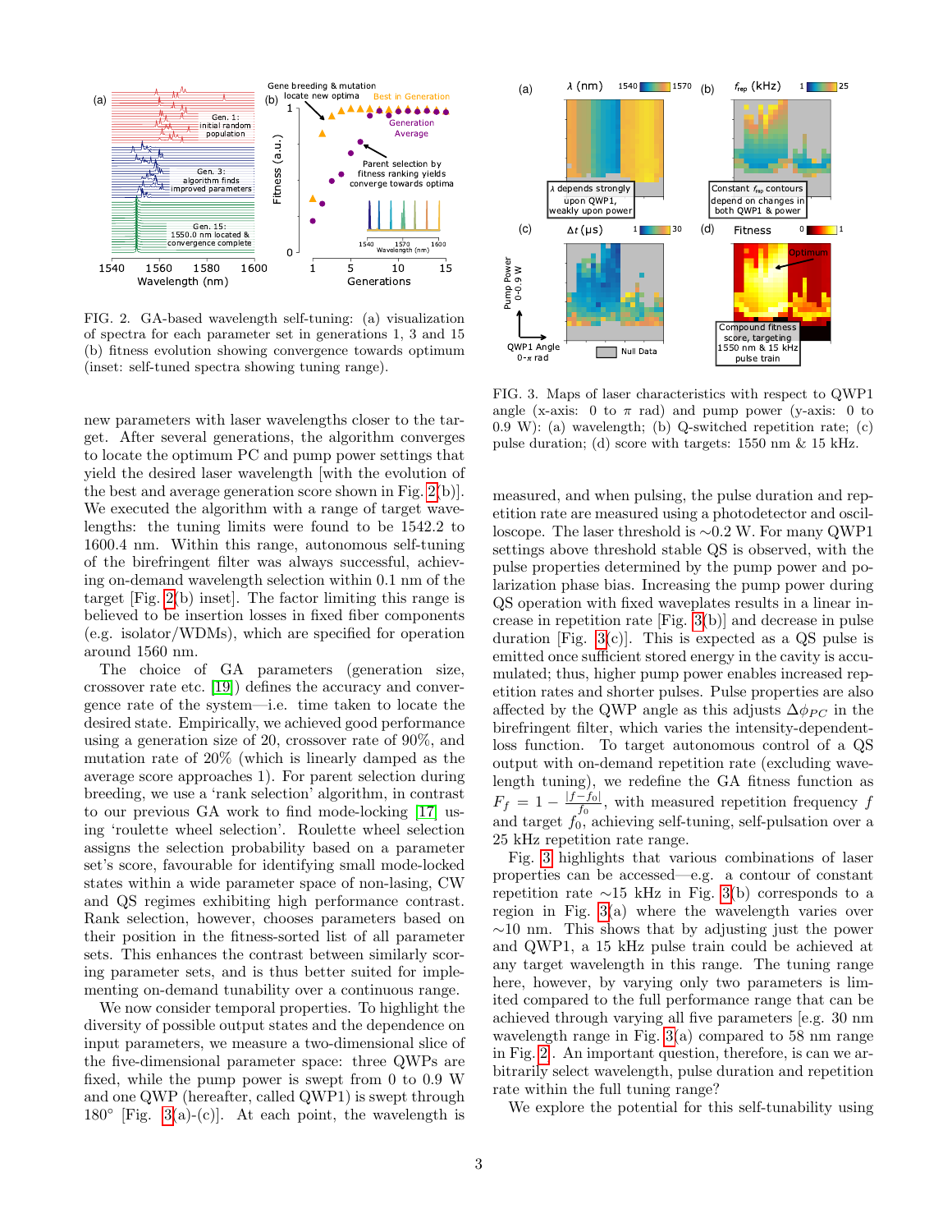FIG. 2. GA-based wavelength self-tuning: (a) visualization of spectra for each parameter set in generations 1, 3 and 15 (b) fitness evolution showing convergence towards optimum (inset: self-tuned spectra showing tuning range).

new parameters with laser wavelengths closer to the target. After several generations, the algorithm converges to locate the optimum PC and pump power settings that yield the desired laser wavelength [with the evolution of the best and average generation score shown in Fig. 2(b)]. We executed the algorithm with a range of target wavelengths: the tuning limits were found to be 1542.2 to 1600.4 nm. Within this range, autonomous self-tuning of the birefringent filter was always successful, achieving on-demand wavelength selection within 0.1 nm of the target [Fig. 2(b) inset]. The factor limiting this range is believed to be insertion losses in fixed fiber components (e.g. isolator/WDMs), which are specified for operation around 1560 nm.

The choice of GA parameters (generation size, crossover rate etc. [19]) defines the accuracy and convergence rate of the system—i.e. time taken to locate the desired state. Empirically, we achieved good performance using a generation size of 20, crossover rate of 90%, and mutation rate of 20% (which is linearly damped as the average score approaches 1). For parent selection during breeding, we use a 'rank selection' algorithm, in contrast to our previous GA work to find mode-locking [17] using 'roulette wheel selection'. Roulette wheel selection assigns the selection probability based on a parameter set's score, favourable for identifying small mode-locked states within a wide parameter space of non-lasing, CW and QS regimes exhibiting high performance contrast. Rank selection, however, chooses parameters based on their position in the fitness-sorted list of all parameter sets. This enhances the contrast between similarly scoring parameter sets, and is thus better suited for implementing on-demand tunability over a continuous range.

We now consider temporal properties. To highlight the diversity of possible output states and the dependence on input parameters, we measure a two-dimensional slice of the five-dimensional parameter space: three QWPs are fixed, while the pump power is swept from 0 to 0.9 W and one QWP (hereafter, called QWP1) is swept through 180° [Fig. 3(a)-(c)]. At each point, the wavelength is

FIG. 3. Maps of laser characteristics with respect to QWP1 angle (x-axis: 0 to $\pi$ rad) and pump power (y-axis: 0 to 0.9 W): (a) wavelength; (b) Q-switched repetition rate; (c) pulse duration; (d) score with targets: 1550 nm & 15 kHz.

measured, and when pulsing, the pulse duration and repetition rate are measured using a photodetector and oscilloscope. The laser threshold is ~0.2 W. For many QWP1 settings above threshold stable QS is observed, with the pulse properties determined by the pump power and polarization phase bias. Increasing the pump power during QS operation with fixed waveplates results in a linear increase in repetition rate [Fig. 3(b)] and decrease in pulse duration [Fig. 3(c)]. This is expected as a QS pulse is emitted once sufficient stored energy in the cavity is accumulated; thus, higher pump power enables increased repetition rates and shorter pulses. Pulse properties are also affected by the QWP angle as this adjusts $\Delta\phi_{PC}$ in the birefringent filter, which varies the intensity-dependent-loss function. To target autonomous control of a QS output with on-demand repetition rate (excluding wavelength tuning), we redefine the GA fitness function as $F_f = 1 - \frac{|f - f_0|}{f_0}$, with measured repetition frequency $f$ and target $f_0$, achieving self-tuning, self-pulsation over a 25 kHz repetition rate range.

Fig. 3 highlights that various combinations of laser properties can be accessed—e.g. a contour of constant repetition rate ~15 kHz in Fig. 3(b) corresponds to a region in Fig. 3(a) where the wavelength varies over ~10 nm. This shows that by adjusting just the power and QWP1, a 15 kHz pulse train could be achieved at any target wavelength in this range. The tuning range here, however, by varying only two parameters is limited compared to the full performance range that can be achieved through varying all five parameters [e.g. 30 nm wavelength range in Fig. 3(a) compared to 58 nm range in Fig. 2]. An important question, therefore, is can we arbitrarily select wavelength, pulse duration and repetition rate within the full tuning range?

We explore the potential for this self-tunability using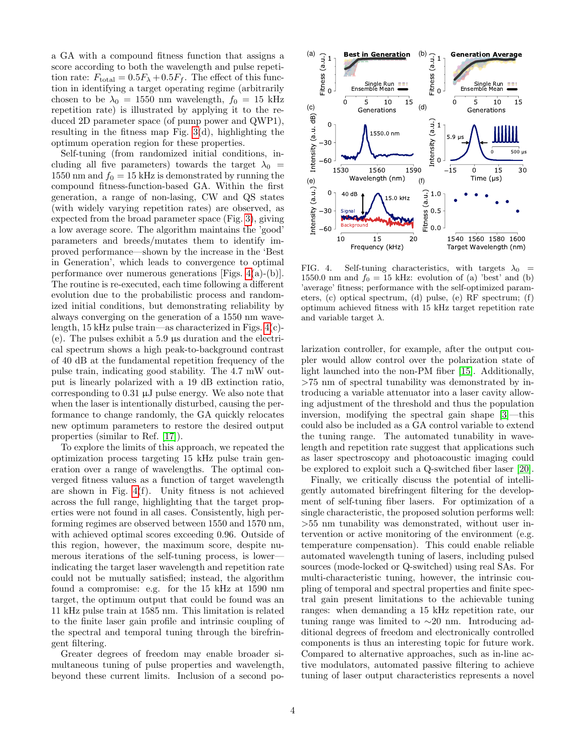a GA with a compound fitness function that assigns a score according to both the wavelength and pulse repetition rate: $F_{\text{total}} = 0.5F_{\lambda} + 0.5F_{f}$. The effect of this function in identifying a target operating regime (arbitrarily chosen to be $\lambda_0 = 1550$ nm wavelength, $f_0 = 15$ kHz repetition rate) is illustrated by applying it to the reduced 2D parameter space (of pump power and QWP1), resulting in the fitness map Fig. 3(d), highlighting the optimum operation region for these properties.

Self-tuning (from randomized initial conditions, including all five parameters) towards the target $\lambda_0 = 1550$ nm and $f_0 = 15$ kHz is demonstrated by running the compound fitness-function-based GA. Within the first generation, a range of non-lasing, CW and QS states (with widely varying repetition rates) are observed, as expected from the broad parameter space (Fig. 3), giving a low average score. The algorithm maintains the 'good' parameters and breeds/mutates them to identify improved performance—shown by the increase in the 'Best in Generation', which leads to convergence to optimal performance over numerous generations [Figs. 4(a)-(b)]. The routine is re-executed, each time following a different evolution due to the probabilistic process and randomized initial conditions, but demonstrating reliability by always converging on the generation of a 1550 nm wavelength, 15 kHz pulse train—as characterized in Figs. 4(c)-(e). The pulses exhibit a 5.9 µs duration and the electrical spectrum shows a high peak-to-background contrast of 40 dB at the fundamental repetition frequency of the pulse train, indicating good stability. The 4.7 mW output is linearly polarized with a 19 dB extinction ratio, corresponding to 0.31 µJ pulse energy. We also note that when the laser is intentionally disturbed, causing the performance to change randomly, the GA quickly relocates new optimum parameters to restore the desired output properties (similar to Ref. [17]).

To explore the limits of this approach, we repeated the optimization process targeting 15 kHz pulse train generation over a range of wavelengths. The optimal converged fitness values as a function of target wavelength are shown in Fig. 4(f). Unity fitness is not achieved across the full range, highlighting that the target properties were not found in all cases. Consistently, high performing regimes are observed between 1550 and 1570 nm, with achieved optimal scores exceeding 0.96. Outside of this region, however, the maximum score, despite numerous iterations of the self-tuning process, is lower—indicating the target laser wavelength and repetition rate could not be mutually satisfied; instead, the algorithm found a compromise: e.g. for the 15 kHz at 1590 nm target, the optimum output that could be found was an 11 kHz pulse train at 1585 nm. This limitation is related to the finite laser gain profile and intrinsic coupling of the spectral and temporal tuning through the birefringent filtering.

Greater degrees of freedom may enable broader simultaneous tuning of pulse properties and wavelength, beyond these current limits. Inclusion of a second polarization controller, for example, after the output coupler would allow control over the polarization state of light launched into the non-PM fiber [15]. Additionally, >75 nm of spectral tunability was demonstrated by introducing a variable attenuator into a laser cavity allowing adjustment of the threshold and thus the population inversion, modifying the spectral gain shape [3]—this could also be included as a GA control variable to extend the tuning range. The automated tunability in wavelength and repetition rate suggest that applications such as laser spectroscopy and photoacoustic imaging could be explored to exploit such a Q-switched fiber laser [20].

FIG. 4. Self-tuning characteristics, with targets $\lambda_0 = 1550.0$ nm and $f_0 = 15$ kHz: evolution of (a) 'best' and (b) 'average' fitness; performance with the self-optimized parameters, (c) optical spectrum, (d) pulse, (e) RF spectrum; (f) optimum achieved fitness with 15 kHz target repetition rate and variable target $\lambda$.

Finally, we critically discuss the potential of intelligently automated birefringent filtering for the development of self-tuning fiber lasers. For optimization of a single characteristic, the proposed solution performs well: >55 nm tunability was demonstrated, without user intervention or active monitoring of the environment (e.g. temperature compensation). This could enable reliable automated wavelength tuning of lasers, including pulsed sources (mode-locked or Q-switched) using real SAs. For multi-characteristic tuning, however, the intrinsic coupling of temporal and spectral properties and finite spectral gain present limitations to the achievable tuning ranges: when demanding a 15 kHz repetition rate, our tuning range was limited to ~20 nm. Introducing additional degrees of freedom and electronically controlled components is thus an interesting topic for future work. Compared to alternative approaches, such as in-line active modulators, automated passive filtering to achieve tuning of laser output characteristics represents a novel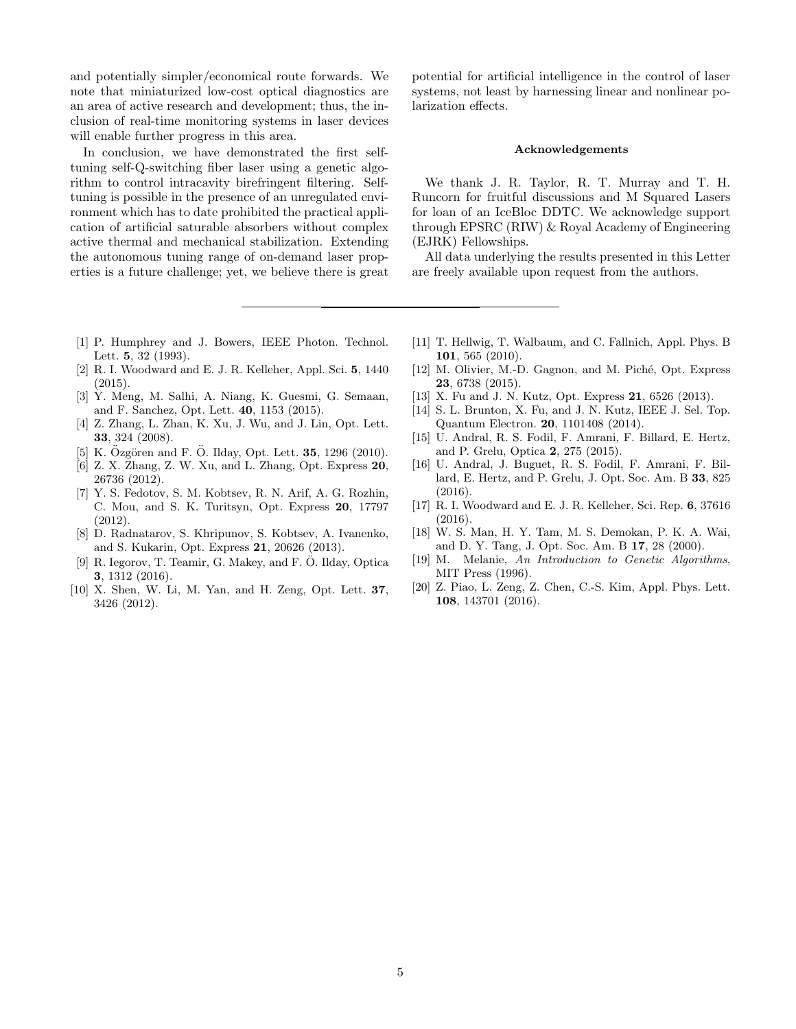and potentially simpler/economical route forwards. We note that miniaturized low-cost optical diagnostics are an area of active research and development; thus, the inclusion of real-time monitoring systems in laser devices will enable further progress in this area.

In conclusion, we have demonstrated the first self-tuning self-Q-switching fiber laser using a genetic algorithm to control intracavity birefringent filtering. Self-tuning is possible in the presence of an unregulated environment which has to date prohibited the practical application of artificial saturable absorbers without complex active thermal and mechanical stabilization. Extending the autonomous tuning range of on-demand laser properties is a future challenge; yet, we believe there is great potential for artificial intelligence in the control of laser systems, not least by harnessing linear and nonlinear polarization effects.

### Acknowledgements

We thank J. R. Taylor, R. T. Murray and T. H. Runcorn for fruitful discussions and M Squared Lasers for loan of an IceBloc DDTC. We acknowledge support through EPSRC (RIW) & Royal Academy of Engineering (EJRK) Fellowships.

All data underlying the results presented in this Letter are freely available upon request from the authors.

---

[1] P. Humphrey and J. Bowers, IEEE Photon. Technol. Lett. **5**, 32 (1993).

[2] R. I. Woodward and E. J. R. Kelleher, Appl. Sci. **5**, 1440 (2015).

[3] Y. Meng, M. Salhi, A. Niang, K. Guesmi, G. Semaan, and F. Sanchez, Opt. Lett. **40**, 1153 (2015).

[4] Z. Zhang, L. Zhan, K. Xu, J. Wu, and J. Lin, Opt. Lett. **33**, 324 (2008).

[5] K. Özgören and F. Ö. Ilday, Opt. Lett. **35**, 1296 (2010).

[6] Z. X. Zhang, Z. W. Xu, and L. Zhang, Opt. Express **20**, 26736 (2012).

[7] Y. S. Fedotov, S. M. Kobtsev, R. N. Arif, A. G. Rozhin, C. Mou, and S. K. Turitsyn, Opt. Express **20**, 17797 (2012).

[8] D. Radnatarov, S. Khripunov, S. Kobtsev, A. Ivanenko, and S. Kukarin, Opt. Express **21**, 20626 (2013).

[9] R. Iegorov, T. Teamir, G. Makey, and F. Ö. Ilday, Optica **3**, 1312 (2016).

[10] X. Shen, W. Li, M. Yan, and H. Zeng, Opt. Lett. **37**, 3426 (2012).

[11] T. Hellwig, T. Walbaum, and C. Fallnich, Appl. Phys. B **101**, 565 (2010).

[12] M. Olivier, M.-D. Gagnon, and M. Piché, Opt. Express **23**, 6738 (2015).

[13] X. Fu and J. N. Kutz, Opt. Express **21**, 6526 (2013).

[14] S. L. Brunton, X. Fu, and J. N. Kutz, IEEE J. Sel. Top. Quantum Electron. **20**, 1101408 (2014).

[15] U. Andral, R. S. Fodil, F. Amrani, F. Billard, E. Hertz, and P. Grelu, Optica **2**, 275 (2015).

[16] U. Andral, J. Buguet, R. S. Fodil, F. Amrani, F. Billard, E. Hertz, and P. Grelu, J. Opt. Soc. Am. B **33**, 825 (2016).

[17] R. I. Woodward and E. J. R. Kelleher, Sci. Rep. **6**, 37616 (2016).

[18] W. S. Man, H. Y. Tam, M. S. Demokan, P. K. A. Wai, and D. Y. Tang, J. Opt. Soc. Am. B **17**, 28 (2000).

[19] M. Melanie, *An Introduction to Genetic Algorithms*, MIT Press (1996).

[20] Z. Piao, L. Zeng, Z. Chen, C.-S. Kim, Appl. Phys. Lett. **108**, 143701 (2016).